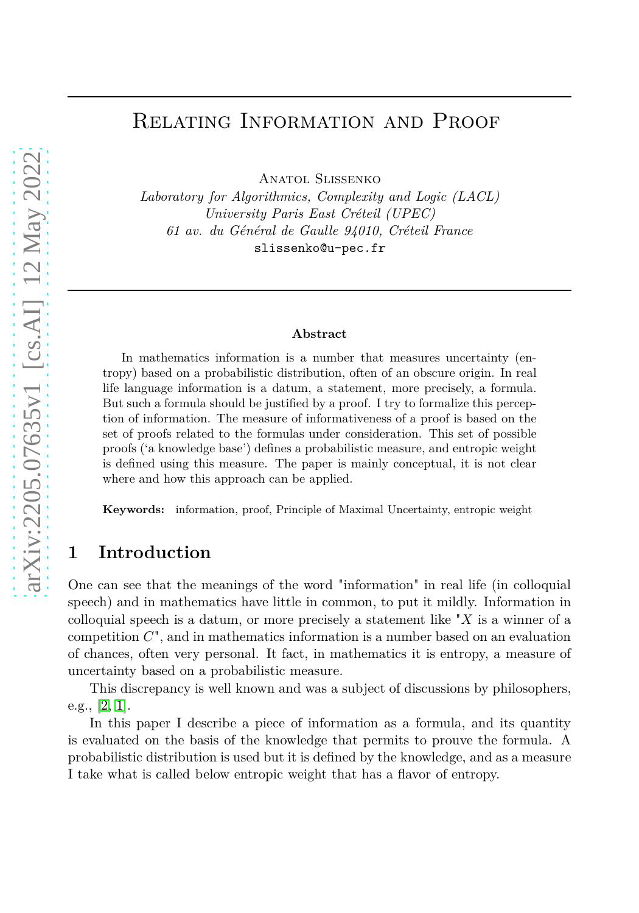# Relating Information and Proof

Anatol Slissenko
*Laboratory for Algorithmics, Complexity and Logic (LACL)*
*University Paris East Créteil (UPEC)*
*61 av. du Général de Gaulle 94010, Créteil France*
slissenko@u-pec.fr

## Abstract

In mathematics information is a number that measures uncertainty (entropy) based on a probabilistic distribution, often of an obscure origin. In real life language information is a datum, a statement, more precisely, a formula. But such a formula should be justified by a proof. I try to formalize this perception of information. The measure of informativeness of a proof is based on the set of proofs related to the formulas under consideration. This set of possible proofs ('a knowledge base') defines a probabilistic measure, and entropic weight is defined using this measure. The paper is mainly conceptual, it is not clear where and how this approach can be applied.

**Keywords:** information, proof, Principle of Maximal Uncertainty, entropic weight

## 1 Introduction

One can see that the meanings of the word "information" in real life (in colloquial speech) and in mathematics have little in common, to put it mildly. Information in colloquial speech is a datum, or more precisely a statement like "$X$ is a winner of a competition $C$", and in mathematics information is a number based on an evaluation of chances, often very personal. It fact, in mathematics it is entropy, a measure of uncertainty based on a probabilistic measure.

This discrepancy is well known and was a subject of discussions by philosophers, e.g., [2, 1].

In this paper I describe a piece of information as a formula, and its quantity is evaluated on the basis of the knowledge that permits to prouve the formula. A probabilistic distribution is used but it is defined by the knowledge, and as a measure I take what is called below entropic weight that has a flavor of entropy.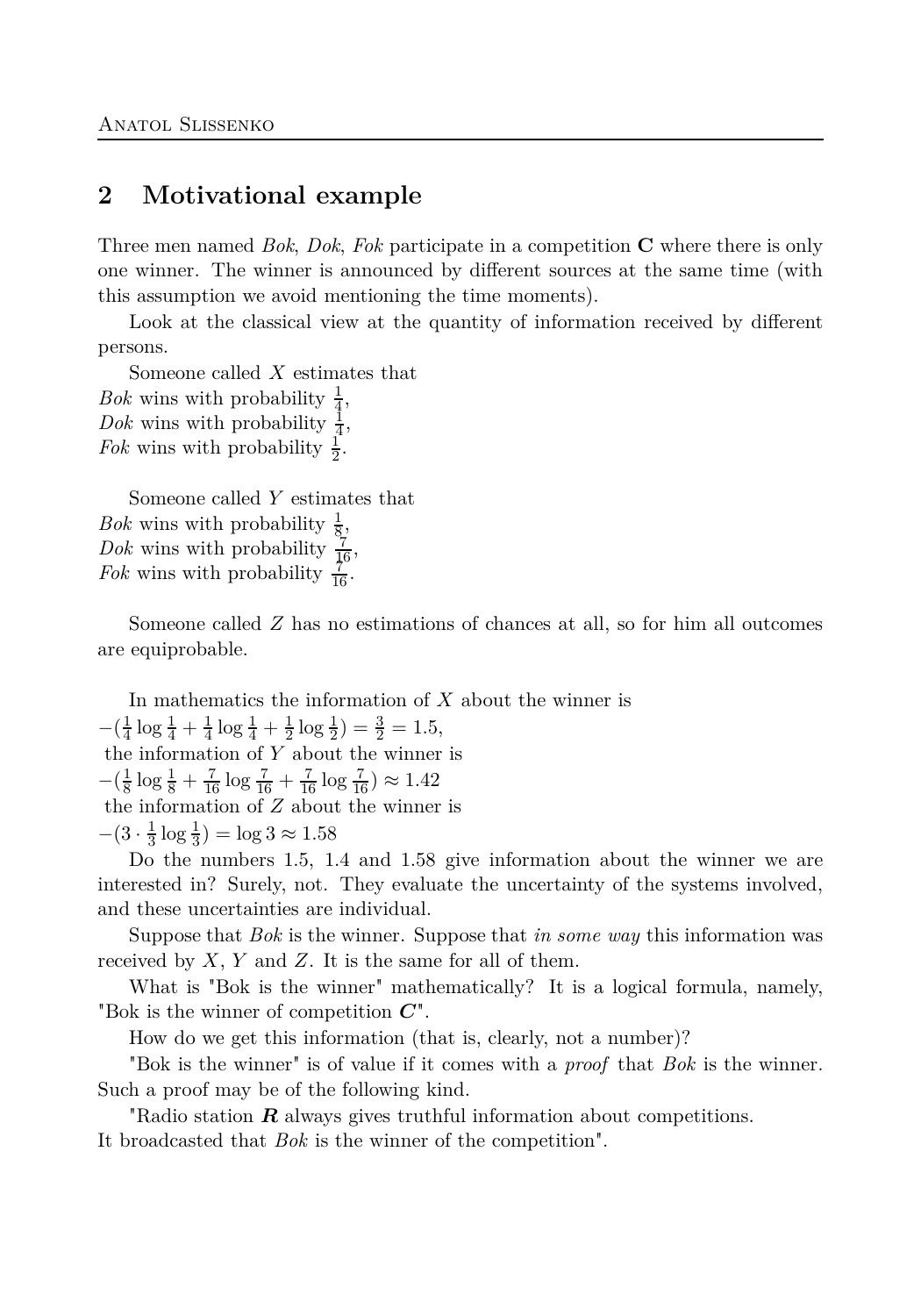## 2 Motivational example

Three men named *Bok*, *Dok*, *Fok* participate in a competition **C** where there is only one winner. The winner is announced by different sources at the same time (with this assumption we avoid mentioning the time moments).

Look at the classical view at the quantity of information received by different persons.

Someone called $X$ estimates that
*Bok* wins with probability $\frac{1}{4}$,
*Dok* wins with probability $\frac{1}{4}$,
*Fok* wins with probability $\frac{1}{2}$.

Someone called $Y$ estimates that
*Bok* wins with probability $\frac{1}{8}$,
*Dok* wins with probability $\frac{7}{16}$,
*Fok* wins with probability $\frac{7}{16}$.

Someone called $Z$ has no estimations of chances at all, so for him all outcomes are equiprobable.

In mathematics the information of $X$ about the winner is
$-(\frac{1}{4}\log\frac{1}{4} + \frac{1}{4}\log\frac{1}{4} + \frac{1}{2}\log\frac{1}{2}) = \frac{3}{2} = 1.5$,
the information of $Y$ about the winner is
$-(\frac{1}{8}\log\frac{1}{8} + \frac{7}{16}\log\frac{7}{16} + \frac{7}{16}\log\frac{7}{16}) \approx 1.42$
the information of $Z$ about the winner is
$-(3 \cdot \frac{1}{3}\log\frac{1}{3}) = \log 3 \approx 1.58$

Do the numbers 1.5, 1.4 and 1.58 give information about the winner we are interested in? Surely, not. They evaluate the uncertainty of the systems involved, and these uncertainties are individual.

Suppose that *Bok* is the winner. Suppose that *in some way* this information was received by $X$, $Y$ and $Z$. It is the same for all of them.

What is "Bok is the winner" mathematically? It is a logical formula, namely, "Bok is the winner of competition $\boldsymbol{C}$".

How do we get this information (that is, clearly, not a number)?

"Bok is the winner" is of value if it comes with a *proof* that *Bok* is the winner. Such a proof may be of the following kind.

"Radio station $\boldsymbol{R}$ always gives truthful information about competitions. It broadcasted that *Bok* is the winner of the competition".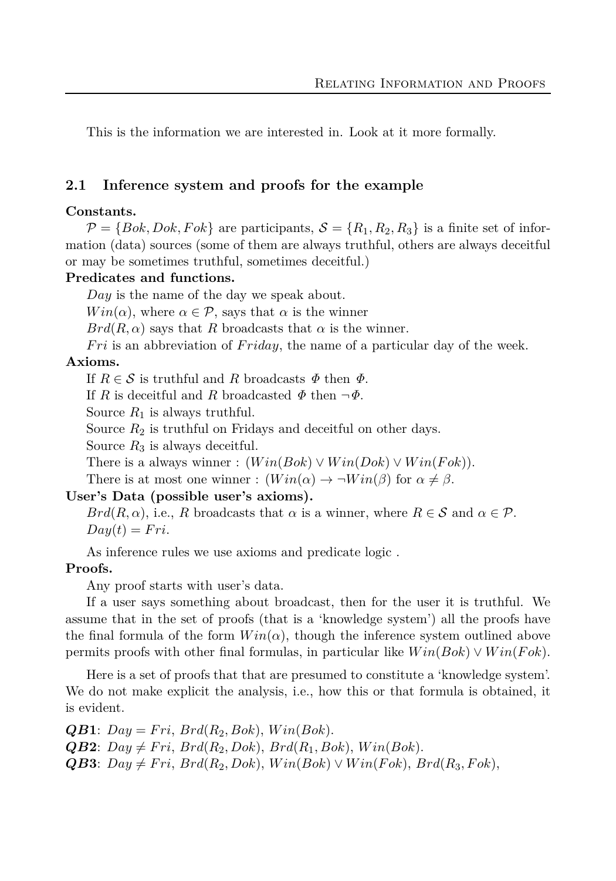This is the information we are interested in. Look at it more formally.

## 2.1 Inference system and proofs for the example

**Constants.**

$\mathcal{P} = \{Bok, Dok, Fok\}$ are participants, $\mathcal{S} = \{R_1, R_2, R_3\}$ is a finite set of information (data) sources (some of them are always truthful, others are always deceitful or may be sometimes truthful, sometimes deceitful.)

**Predicates and functions.**

$Day$ is the name of the day we speak about.

$Win(\alpha)$, where $\alpha \in \mathcal{P}$, says that $\alpha$ is the winner

$Brd(R, \alpha)$ says that $R$ broadcasts that $\alpha$ is the winner.

$Fri$ is an abbreviation of $Friday$, the name of a particular day of the week.

**Axioms.**

If $R \in \mathcal{S}$ is truthful and $R$ broadcasts $\Phi$ then $\Phi$.

If $R$ is deceitful and $R$ broadcasted $\Phi$ then $\neg\Phi$.

Source $R_1$ is always truthful.

Source $R_2$ is truthful on Fridays and deceitful on other days.

Source $R_3$ is always deceitful.

There is a always winner : $(Win(Bok) \vee Win(Dok) \vee Win(Fok))$.

There is at most one winner : $(Win(\alpha) \to \neg Win(\beta)$ for $\alpha \neq \beta$.

**User's Data (possible user's axioms).**

$Brd(R, \alpha)$, i.e., $R$ broadcasts that $\alpha$ is a winner, where $R \in \mathcal{S}$ and $\alpha \in \mathcal{P}$.

$Day(t) = Fri$.

As inference rules we use axioms and predicate logic .

**Proofs.**

Any proof starts with user's data.

If a user says something about broadcast, then for the user it is truthful. We assume that in the set of proofs (that is a 'knowledge system') all the proofs have the final formula of the form $Win(\alpha)$, though the inference system outlined above permits proofs with other final formulas, in particular like $Win(Bok) \vee Win(Fok)$.

Here is a set of proofs that that are presumed to constitute a 'knowledge system'. We do not make explicit the analysis, i.e., how this or that formula is obtained, it is evident.

***QB*1**: $Day = Fri$, $Brd(R_2, Bok)$, $Win(Bok)$.

***QB*2**: $Day \neq Fri$, $Brd(R_2, Dok)$, $Brd(R_1, Bok)$, $Win(Bok)$.

***QB*3**: $Day \neq Fri$, $Brd(R_2, Dok)$, $Win(Bok) \vee Win(Fok)$, $Brd(R_3, Fok)$,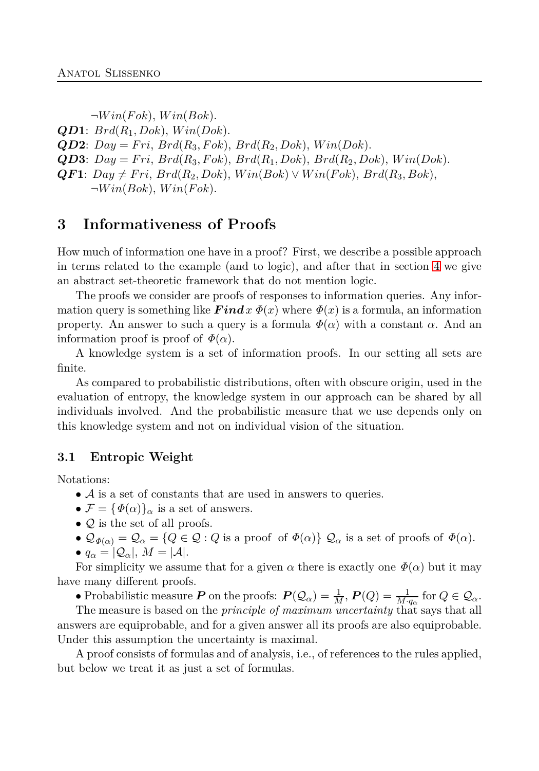$\neg Win(Fok)$, $Win(Bok)$.

***QD*1**: $Brd(R_1, Dok)$, $Win(Dok)$.

***QD*2**: $Day = Fri$, $Brd(R_3, Fok)$, $Brd(R_2, Dok)$, $Win(Dok)$.

***QD*3**: $Day = Fri$, $Brd(R_3, Fok)$, $Brd(R_1, Dok)$, $Brd(R_2, Dok)$, $Win(Dok)$.

***QF*1**: $Day \neq Fri$, $Brd(R_2, Dok)$, $Win(Bok) \vee Win(Fok)$, $Brd(R_3, Bok)$, $\neg Win(Bok)$, $Win(Fok)$.

## 3 Informativeness of Proofs

How much of information one have in a proof? First, we describe a possible approach in terms related to the example (and to logic), and after that in section 4 we give an abstract set-theoretic framework that do not mention logic.

The proofs we consider are proofs of responses to information queries. Any information query is something like ***Find*** $x\ \Phi(x)$ where $\Phi(x)$ is a formula, an information property. An answer to such a query is a formula $\Phi(\alpha)$ with a constant $\alpha$. And an information proof is proof of $\Phi(\alpha)$.

A knowledge system is a set of information proofs. In our setting all sets are finite.

As compared to probabilistic distributions, often with obscure origin, used in the evaluation of entropy, the knowledge system in our approach can be shared by all individuals involved. And the probabilistic measure that we use depends only on this knowledge system and not on individual vision of the situation.

### 3.1 Entropic Weight

Notations:

- $\mathcal{A}$ is a set of constants that are used in answers to queries.
- $\mathcal{F} = \{\Phi(\alpha)\}_\alpha$ is a set of answers.
- $\mathcal{Q}$ is the set of all proofs.
- $\mathcal{Q}_{\Phi(\alpha)} = \mathcal{Q}_\alpha = \{Q \in \mathcal{Q} : Q \text{ is a proof of } \Phi(\alpha)\}$ $\mathcal{Q}_\alpha$ is a set of proofs of $\Phi(\alpha)$.
- $q_\alpha = |\mathcal{Q}_\alpha|$, $M = |\mathcal{A}|$.

For simplicity we assume that for a given $\alpha$ there is exactly one $\Phi(\alpha)$ but it may have many different proofs.

- Probabilistic measure $\boldsymbol{P}$ on the proofs: $\boldsymbol{P}(\mathcal{Q}_\alpha) = \frac{1}{M}$, $\boldsymbol{P}(Q) = \frac{1}{M \cdot q_\alpha}$ for $Q \in \mathcal{Q}_\alpha$.

The measure is based on the *principle of maximum uncertainty* that says that all answers are equiprobable, and for a given answer all its proofs are also equiprobable. Under this assumption the uncertainty is maximal.

A proof consists of formulas and of analysis, i.e., of references to the rules applied, but below we treat it as just a set of formulas.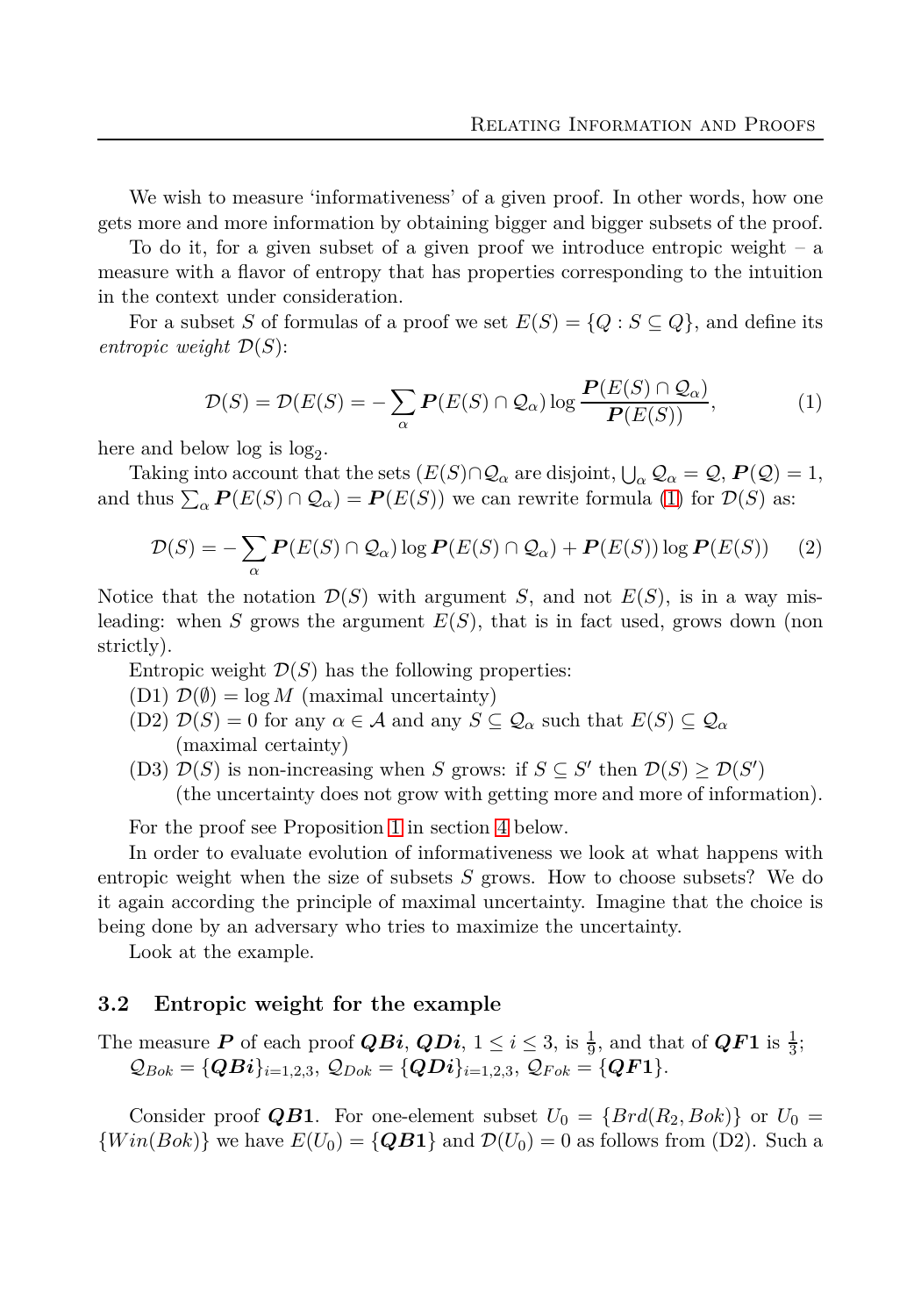We wish to measure 'informativeness' of a given proof. In other words, how one gets more and more information by obtaining bigger and bigger subsets of the proof.

To do it, for a given subset of a given proof we introduce entropic weight – a measure with a flavor of entropy that has properties corresponding to the intuition in the context under consideration.

For a subset $S$ of formulas of a proof we set $E(S) = \{Q : S \subseteq Q\}$, and define its *entropic weight* $\mathcal{D}(S)$:

$$\mathcal{D}(S) = \mathcal{D}(E(S)) = -\sum_{\alpha} \boldsymbol{P}(E(S) \cap \mathcal{Q}_\alpha) \log \frac{\boldsymbol{P}(E(S) \cap \mathcal{Q}_\alpha)}{\boldsymbol{P}(E(S))}, \tag{1}$$

here and below log is $\log_2$.

Taking into account that the sets $(E(S) \cap \mathcal{Q}_\alpha$ are disjoint, $\bigcup_\alpha \mathcal{Q}_\alpha = \mathcal{Q}$, $\boldsymbol{P}(\mathcal{Q}) = 1$, and thus $\sum_\alpha \boldsymbol{P}(E(S) \cap \mathcal{Q}_\alpha) = \boldsymbol{P}(E(S))$ we can rewrite formula (1) for $\mathcal{D}(S)$ as:

$$\mathcal{D}(S) = -\sum_{\alpha} \boldsymbol{P}(E(S) \cap \mathcal{Q}_\alpha) \log \boldsymbol{P}(E(S) \cap \mathcal{Q}_\alpha) + \boldsymbol{P}(E(S)) \log \boldsymbol{P}(E(S)) \tag{2}$$

Notice that the notation $\mathcal{D}(S)$ with argument $S$, and not $E(S)$, is in a way misleading: when $S$ grows the argument $E(S)$, that is in fact used, grows down (non strictly).

Entropic weight $\mathcal{D}(S)$ has the following properties:

(D1) $\mathcal{D}(\emptyset) = \log M$ (maximal uncertainty)

(D2) $\mathcal{D}(S) = 0$ for any $\alpha \in \mathcal{A}$ and any $S \subseteq \mathcal{Q}_\alpha$ such that $E(S) \subseteq \mathcal{Q}_\alpha$ (maximal certainty)

(D3) $\mathcal{D}(S)$ is non-increasing when $S$ grows: if $S \subseteq S'$ then $\mathcal{D}(S) \geq \mathcal{D}(S')$ (the uncertainty does not grow with getting more and more of information).

For the proof see Proposition 1 in section 4 below.

In order to evaluate evolution of informativeness we look at what happens with entropic weight when the size of subsets $S$ grows. How to choose subsets? We do it again according the principle of maximal uncertainty. Imagine that the choice is being done by an adversary who tries to maximize the uncertainty.

Look at the example.

### 3.2 Entropic weight for the example

The measure $\boldsymbol{P}$ of each proof $\boldsymbol{QBi}$, $\boldsymbol{QDi}$, $1 \leq i \leq 3$, is $\frac{1}{9}$, and that of $\boldsymbol{QF1}$ is $\frac{1}{3}$; $\mathcal{Q}_{Bok} = \{\boldsymbol{QBi}\}_{i=1,2,3}$, $\mathcal{Q}_{Dok} = \{\boldsymbol{QDi}\}_{i=1,2,3}$, $\mathcal{Q}_{Fok} = \{\boldsymbol{QF1}\}$.

Consider proof $\boldsymbol{QB1}$. For one-element subset $U_0 = \{Brd(R_2, Bok)\}$ or $U_0 = \{Win(Bok)\}$ we have $E(U_0) = \{\boldsymbol{QB1}\}$ and $\mathcal{D}(U_0) = 0$ as follows from (D2). Such a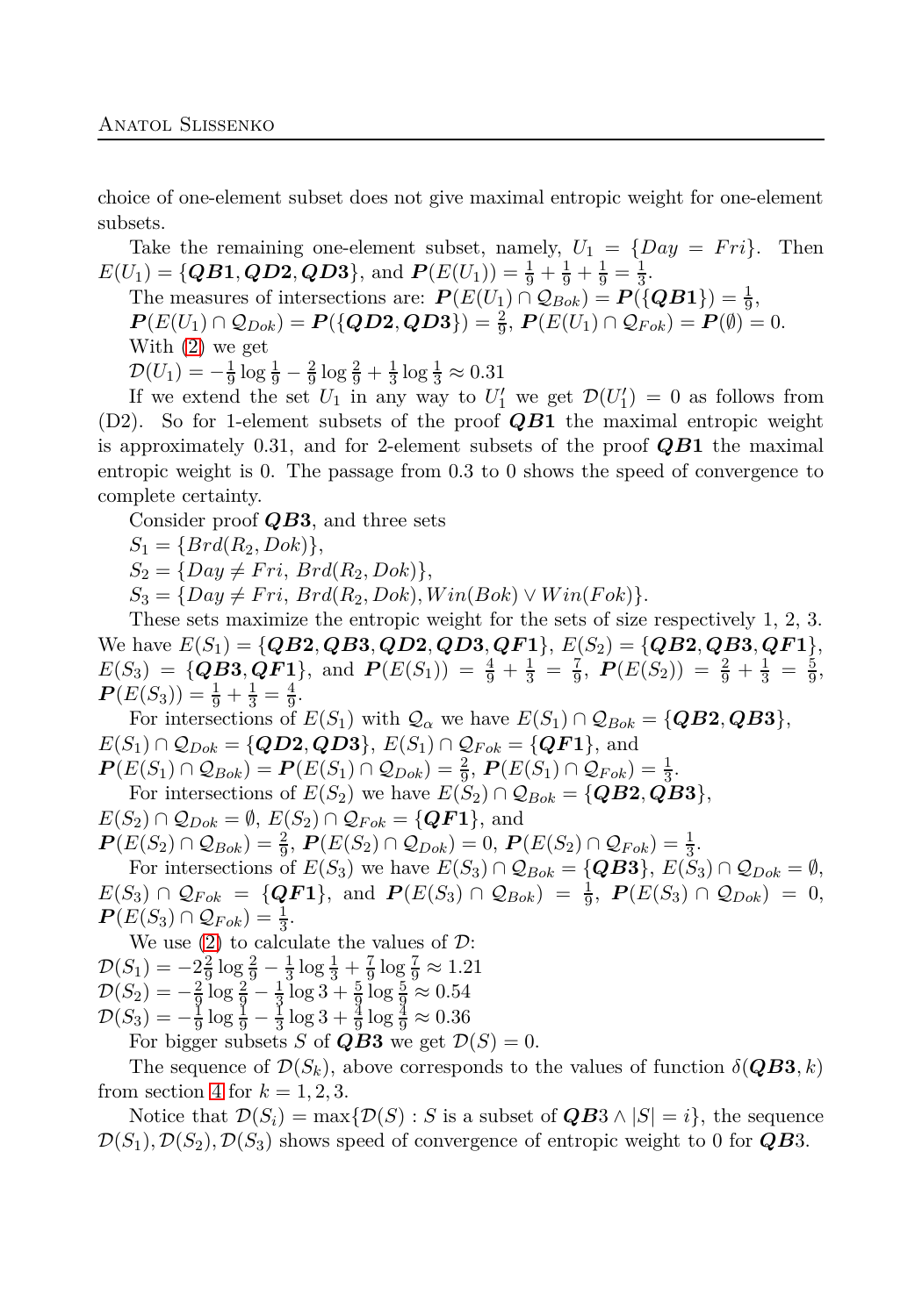choice of one-element subset does not give maximal entropic weight for one-element subsets.

Take the remaining one-element subset, namely, $U_1 = \{Day = Fri\}$. Then $E(U_1) = \{\boldsymbol{QB1}, \boldsymbol{QD2}, \boldsymbol{QD3}\}$, and $\boldsymbol{P}(E(U_1)) = \frac{1}{9} + \frac{1}{9} + \frac{1}{9} = \frac{1}{3}$.

The measures of intersections are: $\boldsymbol{P}(E(U_1) \cap \mathcal{Q}_{Bok}) = \boldsymbol{P}(\{\boldsymbol{QB1}\}) = \frac{1}{9}$,

$\boldsymbol{P}(E(U_1) \cap \mathcal{Q}_{Dok}) = \boldsymbol{P}(\{\boldsymbol{QD2}, \boldsymbol{QD3}\}) = \frac{2}{9}$, $\boldsymbol{P}(E(U_1) \cap \mathcal{Q}_{Fok}) = \boldsymbol{P}(\emptyset) = 0$.

With (2) we get

$\mathcal{D}(U_1) = -\frac{1}{9}\log\frac{1}{9} - \frac{2}{9}\log\frac{2}{9} + \frac{1}{3}\log\frac{1}{3} \approx 0.31$

If we extend the set $U_1$ in any way to $U_1'$ we get $\mathcal{D}(U_1') = 0$ as follows from (D2). So for 1-element subsets of the proof $\boldsymbol{QB1}$ the maximal entropic weight is approximately 0.31, and for 2-element subsets of the proof $\boldsymbol{QB1}$ the maximal entropic weight is 0. The passage from 0.3 to 0 shows the speed of convergence to complete certainty.

Consider proof $\boldsymbol{QB3}$, and three sets

$S_1 = \{Brd(R_2, Dok)\}$,

$S_2 = \{Day \neq Fri,\ Brd(R_2, Dok)\}$,

$S_3 = \{Day \neq Fri,\ Brd(R_2, Dok), Win(Bok) \vee Win(Fok)\}$.

These sets maximize the entropic weight for the sets of size respectively 1, 2, 3. We have $E(S_1) = \{\boldsymbol{QB2}, \boldsymbol{QB3}, \boldsymbol{QD2}, \boldsymbol{QD3}, \boldsymbol{QF1}\}$, $E(S_2) = \{\boldsymbol{QB2}, \boldsymbol{QB3}, \boldsymbol{QF1}\}$, $E(S_3) = \{\boldsymbol{QB3}, \boldsymbol{QF1}\}$, and $\boldsymbol{P}(E(S_1)) = \frac{4}{9} + \frac{1}{3} = \frac{7}{9}$, $\boldsymbol{P}(E(S_2)) = \frac{2}{9} + \frac{1}{3} = \frac{5}{9}$, $\boldsymbol{P}(E(S_3)) = \frac{1}{9} + \frac{1}{3} = \frac{4}{9}$.

For intersections of $E(S_1)$ with $\mathcal{Q}_\alpha$ we have $E(S_1) \cap \mathcal{Q}_{Bok} = \{\boldsymbol{QB2}, \boldsymbol{QB3}\}$, $E(S_1) \cap \mathcal{Q}_{Dok} = \{\boldsymbol{QD2}, \boldsymbol{QD3}\}$, $E(S_1) \cap \mathcal{Q}_{Fok} = \{\boldsymbol{QF1}\}$, and $\boldsymbol{P}(E(S_1) \cap \mathcal{Q}_{Bok}) = \boldsymbol{P}(E(S_1) \cap \mathcal{Q}_{Dok}) = \frac{2}{9}$, $\boldsymbol{P}(E(S_1) \cap \mathcal{Q}_{Fok}) = \frac{1}{3}$.

For intersections of $E(S_2)$ we have $E(S_2) \cap \mathcal{Q}_{Bok} = \{\boldsymbol{QB2}, \boldsymbol{QB3}\}$, $E(S_2) \cap \mathcal{Q}_{Dok} = \emptyset$, $E(S_2) \cap \mathcal{Q}_{Fok} = \{\boldsymbol{QF1}\}$, and $\boldsymbol{P}(E(S_2) \cap \mathcal{Q}_{Bok}) = \frac{2}{9}$, $\boldsymbol{P}(E(S_2) \cap \mathcal{Q}_{Dok}) = 0$, $\boldsymbol{P}(E(S_2) \cap \mathcal{Q}_{Fok}) = \frac{1}{3}$.

For intersections of $E(S_3)$ we have $E(S_3) \cap \mathcal{Q}_{Bok} = \{\boldsymbol{QB3}\}$, $E(S_3) \cap \mathcal{Q}_{Dok} = \emptyset$, $E(S_3) \cap \mathcal{Q}_{Fok} = \{\boldsymbol{QF1}\}$, and $\boldsymbol{P}(E(S_3) \cap \mathcal{Q}_{Bok}) = \frac{1}{9}$, $\boldsymbol{P}(E(S_3) \cap \mathcal{Q}_{Dok}) = 0$, $\boldsymbol{P}(E(S_3) \cap \mathcal{Q}_{Fok}) = \frac{1}{3}$.

We use (2) to calculate the values of $\mathcal{D}$:

$\mathcal{D}(S_1) = -2\frac{2}{9}\log\frac{2}{9} - \frac{1}{3}\log\frac{1}{3} + \frac{7}{9}\log\frac{7}{9} \approx 1.21$

$\mathcal{D}(S_2) = -\frac{2}{9}\log\frac{2}{9} - \frac{1}{3}\log 3 + \frac{5}{9}\log\frac{5}{9} \approx 0.54$

$\mathcal{D}(S_3) = -\frac{1}{9}\log\frac{1}{9} - \frac{1}{3}\log 3 + \frac{4}{9}\log\frac{4}{9} \approx 0.36$

For bigger subsets $S$ of $\boldsymbol{QB3}$ we get $\mathcal{D}(S) = 0$.

The sequence of $\mathcal{D}(S_k)$, above corresponds to the values of function $\delta(\boldsymbol{QB3}, k)$ from section 4 for $k = 1, 2, 3$.

Notice that $\mathcal{D}(S_i) = \max\{\mathcal{D}(S) : S \text{ is a subset of } \boldsymbol{QB}3 \wedge |S| = i\}$, the sequence $\mathcal{D}(S_1), \mathcal{D}(S_2), \mathcal{D}(S_3)$ shows speed of convergence of entropic weight to 0 for $\boldsymbol{QB}3$.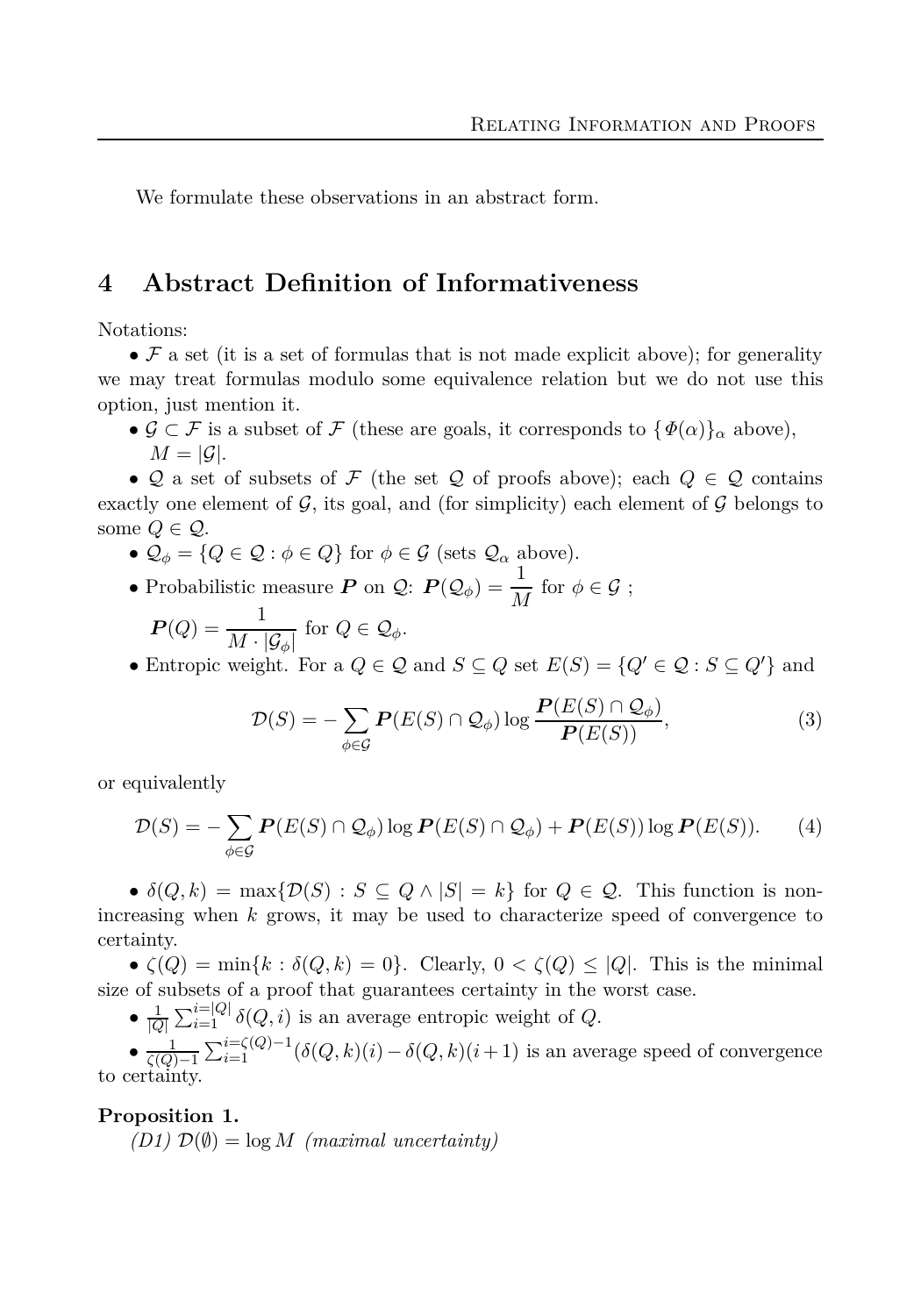We formulate these observations in an abstract form.

## 4 Abstract Definition of Informativeness

Notations:

• $\mathcal{F}$ a set (it is a set of formulas that is not made explicit above); for generality we may treat formulas modulo some equivalence relation but we do not use this option, just mention it.

• $\mathcal{G} \subset \mathcal{F}$ is a subset of $\mathcal{F}$ (these are goals, it corresponds to $\{\Phi(\alpha)\}_\alpha$ above), $M = |\mathcal{G}|$.

• $\mathcal{Q}$ a set of subsets of $\mathcal{F}$ (the set $\mathcal{Q}$ of proofs above); each $Q \in \mathcal{Q}$ contains exactly one element of $\mathcal{G}$, its goal, and (for simplicity) each element of $\mathcal{G}$ belongs to some $Q \in \mathcal{Q}$.

• $\mathcal{Q}_\phi = \{Q \in \mathcal{Q} : \phi \in Q\}$ for $\phi \in \mathcal{G}$ (sets $\mathcal{Q}_\alpha$ above).

• Probabilistic measure $\boldsymbol{P}$ on $\mathcal{Q}$: $\boldsymbol{P}(\mathcal{Q}_\phi) = \dfrac{1}{M}$ for $\phi \in \mathcal{G}$ ; $\boldsymbol{P}(Q) = \dfrac{1}{M \cdot |\mathcal{G}_\phi|}$ for $Q \in \mathcal{Q}_\phi$.

• Entropic weight. For a $Q \in \mathcal{Q}$ and $S \subseteq Q$ set $E(S) = \{Q' \in \mathcal{Q} : S \subseteq Q'\}$ and

$$\mathcal{D}(S) = -\sum_{\phi \in \mathcal{G}} \boldsymbol{P}(E(S) \cap \mathcal{Q}_\phi) \log \frac{\boldsymbol{P}(E(S) \cap \mathcal{Q}_\phi)}{\boldsymbol{P}(E(S))}, \tag{3}$$

or equivalently

$$\mathcal{D}(S) = -\sum_{\phi \in \mathcal{G}} \boldsymbol{P}(E(S) \cap \mathcal{Q}_\phi) \log \boldsymbol{P}(E(S) \cap \mathcal{Q}_\phi) + \boldsymbol{P}(E(S)) \log \boldsymbol{P}(E(S)). \tag{4}$$

• $\delta(Q, k) = \max\{\mathcal{D}(S) : S \subseteq Q \wedge |S| = k\}$ for $Q \in \mathcal{Q}$. This function is non-increasing when $k$ grows, it may be used to characterize speed of convergence to certainty.

• $\zeta(Q) = \min\{k : \delta(Q, k) = 0\}$. Clearly, $0 < \zeta(Q) \leq |Q|$. This is the minimal size of subsets of a proof that guarantees certainty in the worst case.

• $\frac{1}{|Q|} \sum_{i=1}^{i=|Q|} \delta(Q, i)$ is an average entropic weight of $Q$.

• $\frac{1}{\zeta(Q)-1} \sum_{i=1}^{i=\zeta(Q)-1} (\delta(Q, k)(i) - \delta(Q, k)(i+1)$ is an average speed of convergence to certainty.

**Proposition 1.**

*(D1)* $\mathcal{D}(\emptyset) = \log M$ *(maximal uncertainty)*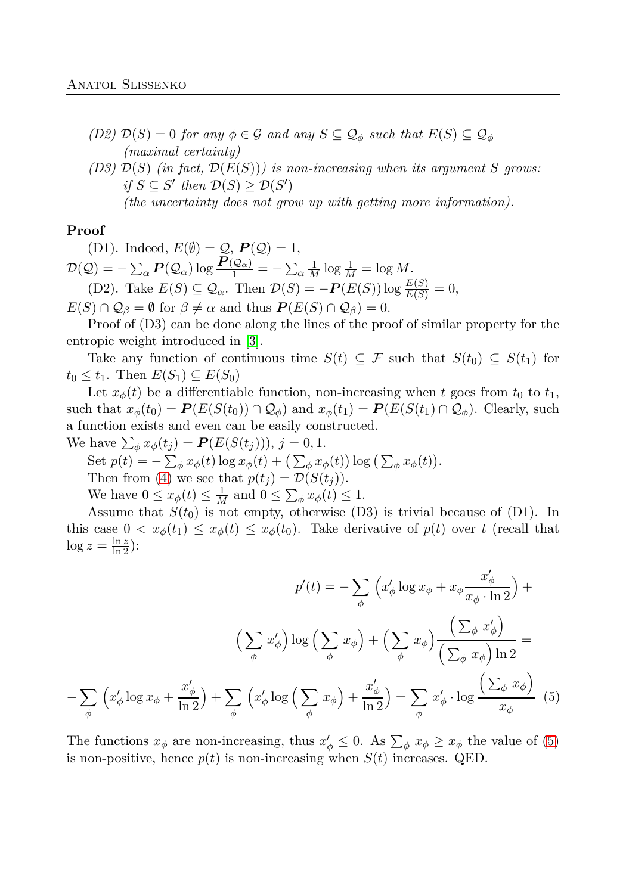*(D2) $\mathcal{D}(S) = 0$ for any $\phi \in \mathcal{G}$ and any $S \subseteq \mathcal{Q}_\phi$ such that $E(S) \subseteq \mathcal{Q}_\phi$*
*(maximal certainty)*

*(D3) $\mathcal{D}(S)$ (in fact, $\mathcal{D}(E(S))$) is non-increasing when its argument $S$ grows: if $S \subseteq S'$ then $\mathcal{D}(S) \geq \mathcal{D}(S')$*
*(the uncertainty does not grow up with getting more information).*

**Proof**

(D1). Indeed, $E(\emptyset) = \mathcal{Q}$, $\boldsymbol{P}(\mathcal{Q}) = 1$,
$\mathcal{D}(\mathcal{Q}) = -\sum_\alpha \boldsymbol{P}(\mathcal{Q}_\alpha) \log \frac{\boldsymbol{P}(\mathcal{Q}_\alpha)}{1} = -\sum_\alpha \frac{1}{M} \log \frac{1}{M} = \log M$.

(D2). Take $E(S) \subseteq \mathcal{Q}_\alpha$. Then $\mathcal{D}(S) = -\boldsymbol{P}(E(S)) \log \frac{E(S)}{E(S)} = 0$,
$E(S) \cap \mathcal{Q}_\beta = \emptyset$ for $\beta \neq \alpha$ and thus $\boldsymbol{P}(E(S) \cap \mathcal{Q}_\beta) = 0$.

Proof of (D3) can be done along the lines of the proof of similar property for the entropic weight introduced in [3].

Take any function of continuous time $S(t) \subseteq \mathcal{F}$ such that $S(t_0) \subseteq S(t_1)$ for $t_0 \leq t_1$. Then $E(S_1) \subseteq E(S_0)$

Let $x_\phi(t)$ be a differentiable function, non-increasing when $t$ goes from $t_0$ to $t_1$, such that $x_\phi(t_0) = \boldsymbol{P}(E(S(t_0)) \cap \mathcal{Q}_\phi)$ and $x_\phi(t_1) = \boldsymbol{P}(E(S(t_1) \cap \mathcal{Q}_\phi)$. Clearly, such a function exists and even can be easily constructed.

We have $\sum_\phi x_\phi(t_j) = \boldsymbol{P}(E(S(t_j)))$, $j = 0, 1$.

Set $p(t) = -\sum_\phi x_\phi(t) \log x_\phi(t) + \big(\sum_\phi x_\phi(t)\big) \log \big(\sum_\phi x_\phi(t)\big)$.

Then from (4) we see that $p(t_j) = \mathcal{D}(S(t_j))$.

We have $0 \leq x_\phi(t) \leq \frac{1}{M}$ and $0 \leq \sum_\phi x_\phi(t) \leq 1$.

Assume that $S(t_0)$ is not empty, otherwise (D3) is trivial because of (D1). In this case $0 < x_\phi(t_1) \leq x_\phi(t) \leq x_\phi(t_0)$. Take derivative of $p(t)$ over $t$ (recall that $\log z = \frac{\ln z}{\ln 2}$):

$$
p'(t) = -\sum_\phi \Big( x'_\phi \log x_\phi + x_\phi \frac{x'_\phi}{x_\phi \cdot \ln 2} \Big) +
\Big( \sum_\phi x'_\phi \Big) \log \Big( \sum_\phi x_\phi \Big) + \Big( \sum_\phi x_\phi \Big) \frac{\Big( \sum_\phi x'_\phi \Big)}{\Big( \sum_\phi x_\phi \Big) \ln 2} =
$$

$$
-\sum_\phi \Big( x'_\phi \log x_\phi + \frac{x'_\phi}{\ln 2} \Big) + \sum_\phi \Big( x'_\phi \log \Big( \sum_\phi x_\phi \Big) + \frac{x'_\phi}{\ln 2} \Big) = \sum_\phi x'_\phi \cdot \log \frac{\Big( \sum_\phi x_\phi \Big)}{x_\phi} \quad (5)
$$

The functions $x_\phi$ are non-increasing, thus $x'_\phi \leq 0$. As $\sum_\phi x_\phi \geq x_\phi$ the value of (5) is non-positive, hence $p(t)$ is non-increasing when $S(t)$ increases. QED.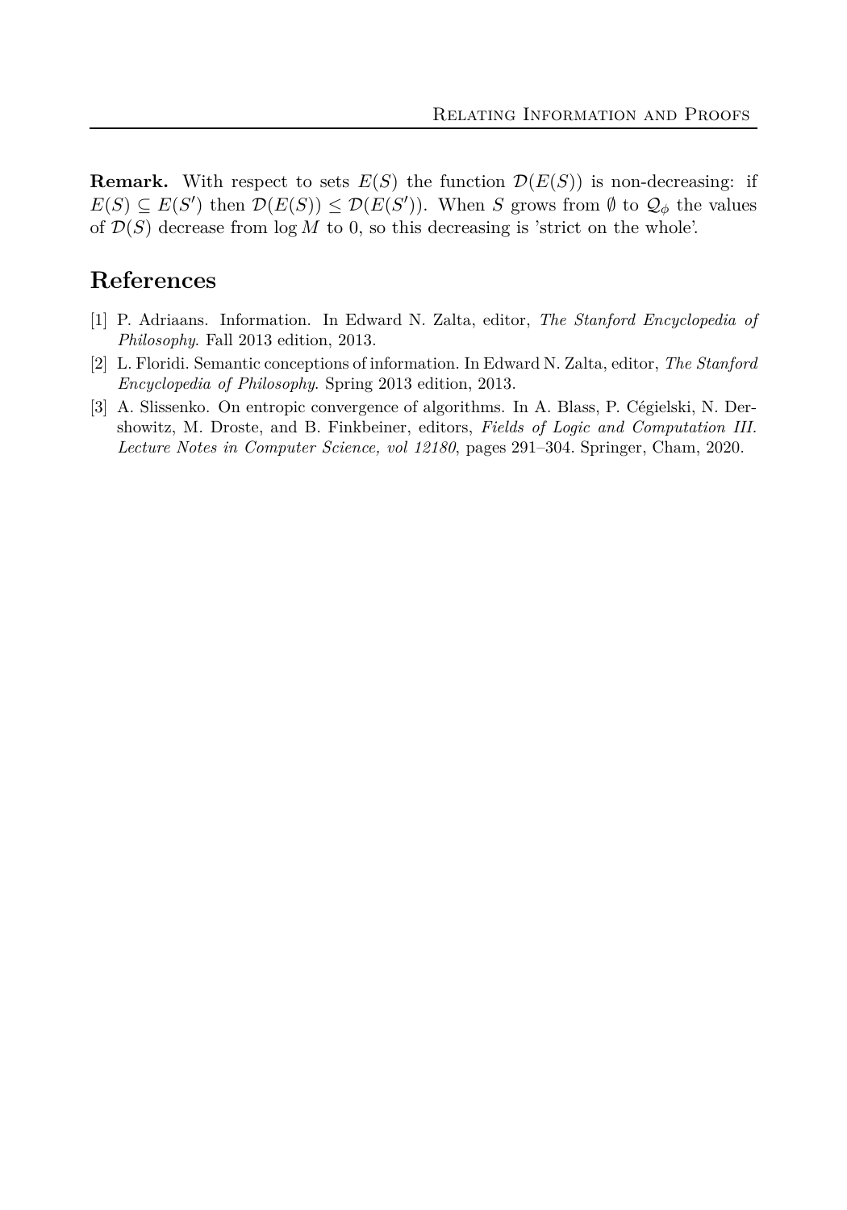**Remark.** With respect to sets $E(S)$ the function $\mathcal{D}(E(S))$ is non-decreasing: if $E(S) \subseteq E(S')$ then $\mathcal{D}(E(S)) \leq \mathcal{D}(E(S'))$. When $S$ grows from $\emptyset$ to $\mathcal{Q}_\phi$ the values of $\mathcal{D}(S)$ decrease from $\log M$ to 0, so this decreasing is 'strict on the whole'.

## References

[1] P. Adriaans. Information. In Edward N. Zalta, editor, *The Stanford Encyclopedia of Philosophy*. Fall 2013 edition, 2013.

[2] L. Floridi. Semantic conceptions of information. In Edward N. Zalta, editor, *The Stanford Encyclopedia of Philosophy*. Spring 2013 edition, 2013.

[3] A. Slissenko. On entropic convergence of algorithms. In A. Blass, P. Cégielski, N. Dershowitz, M. Droste, and B. Finkbeiner, editors, *Fields of Logic and Computation III. Lecture Notes in Computer Science, vol 12180*, pages 291–304. Springer, Cham, 2020.